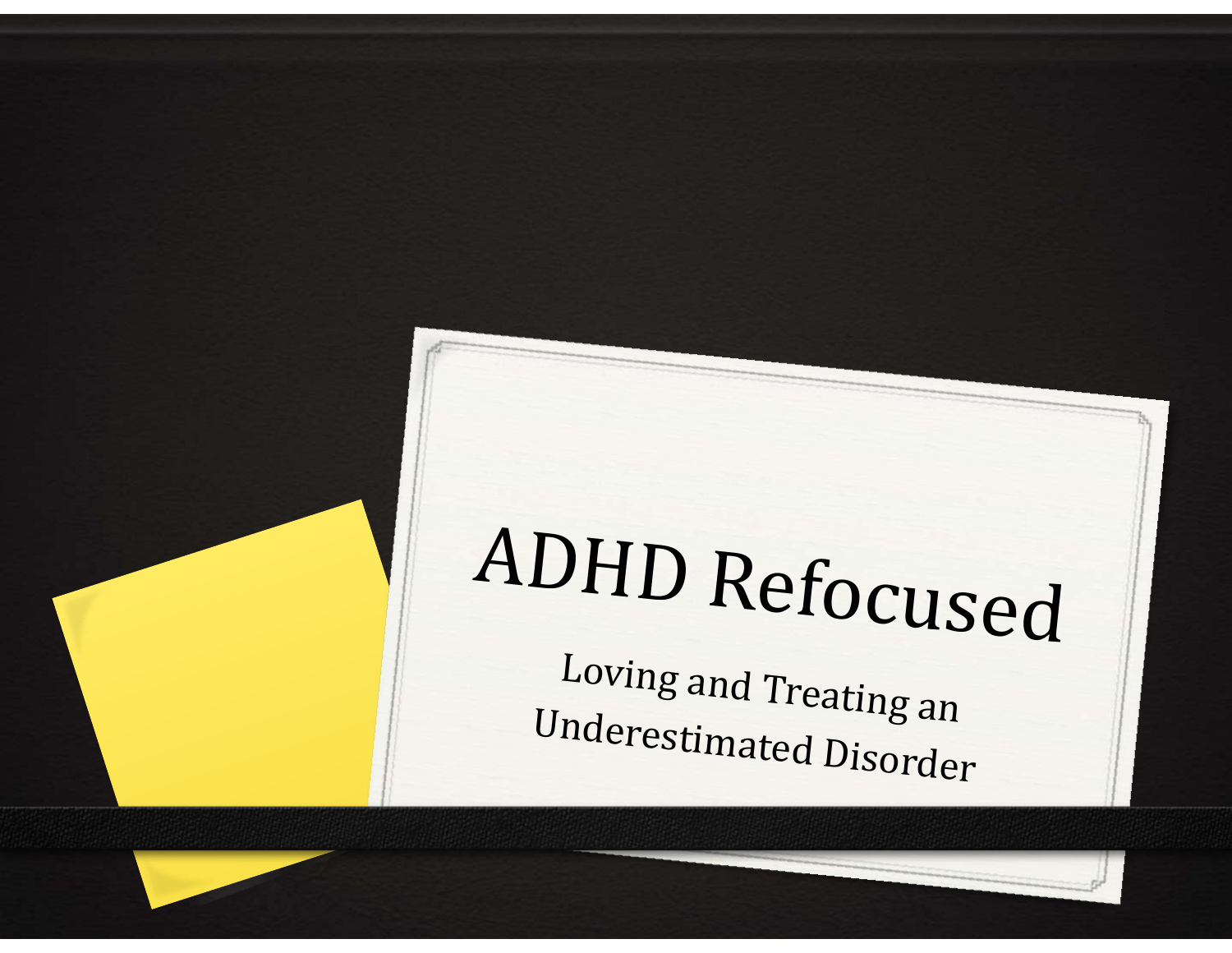# ADHD Refocused

## Loving and Treating an Underestimated Disorder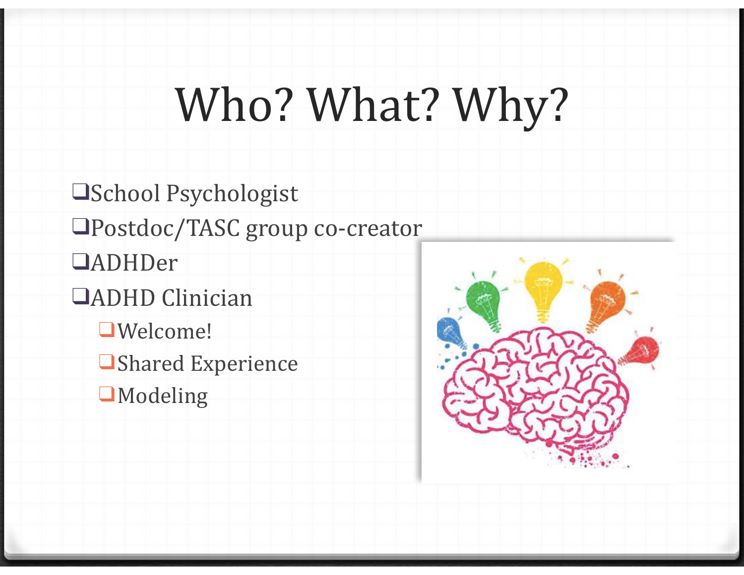# Who? What? Why?

- School Psychologist
- Postdoc/TASC group co-creator
- ADHDer
- ADHD Clinician
  - Welcome!
  - Shared Experience
  - Modeling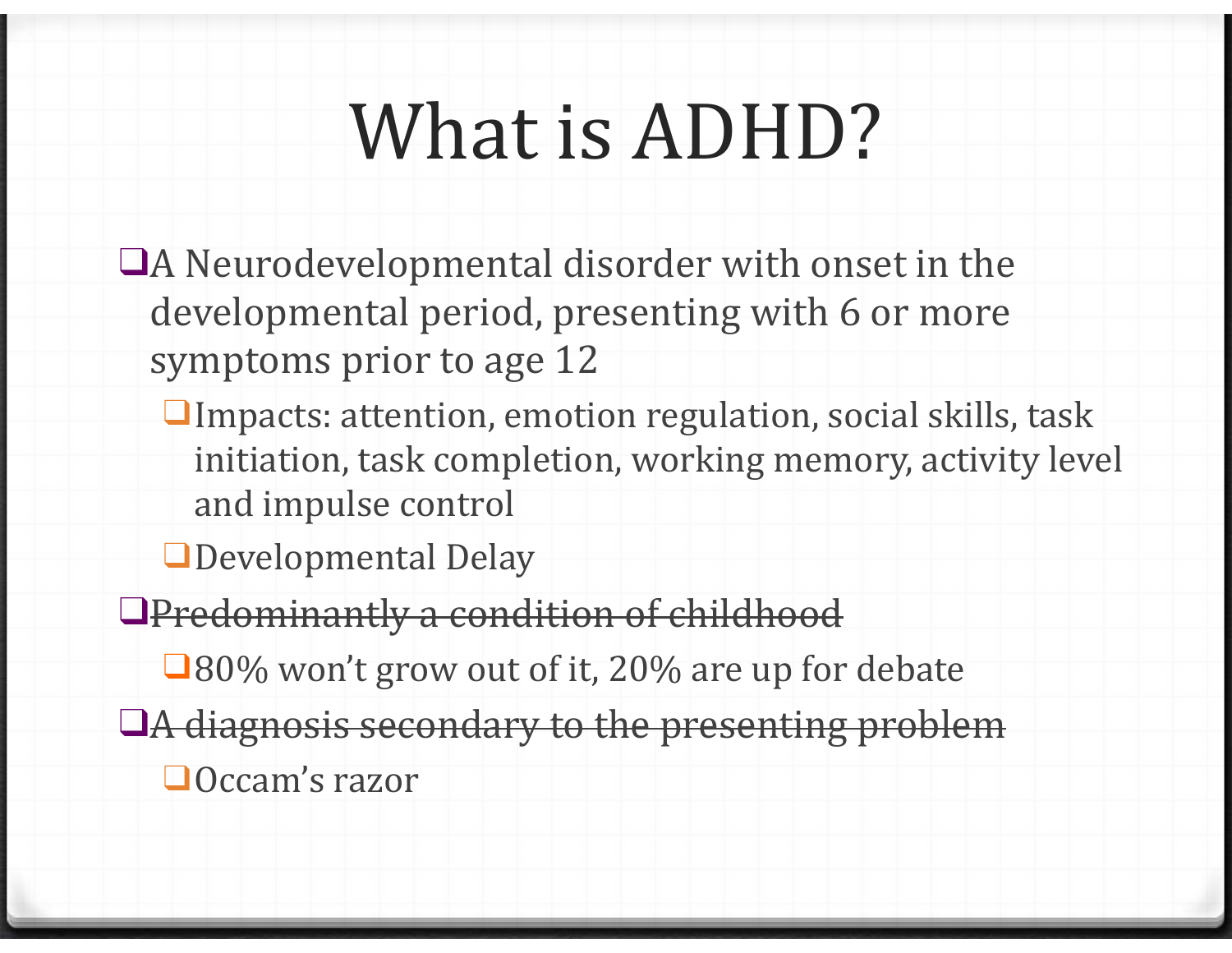# What is ADHD?

- A Neurodevelopmental disorder with onset in the developmental period, presenting with 6 or more symptoms prior to age 12
  - Impacts: attention, emotion regulation, social skills, task initiation, task completion, working memory, activity level and impulse control
  - Developmental Delay
- ~~Predominantly a condition of childhood~~
  - 80% won't grow out of it, 20% are up for debate
- ~~A diagnosis secondary to the presenting problem~~
  - Occam's razor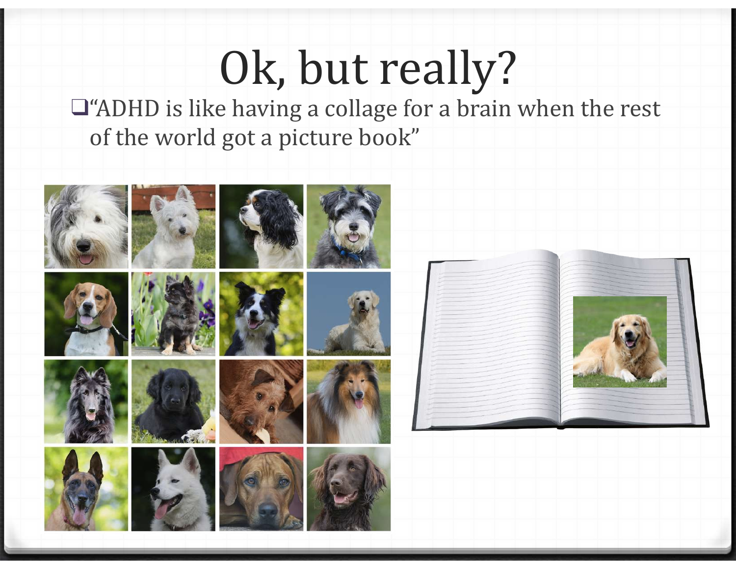# Ok, but really?

- "ADHD is like having a collage for a brain when the rest of the world got a picture book"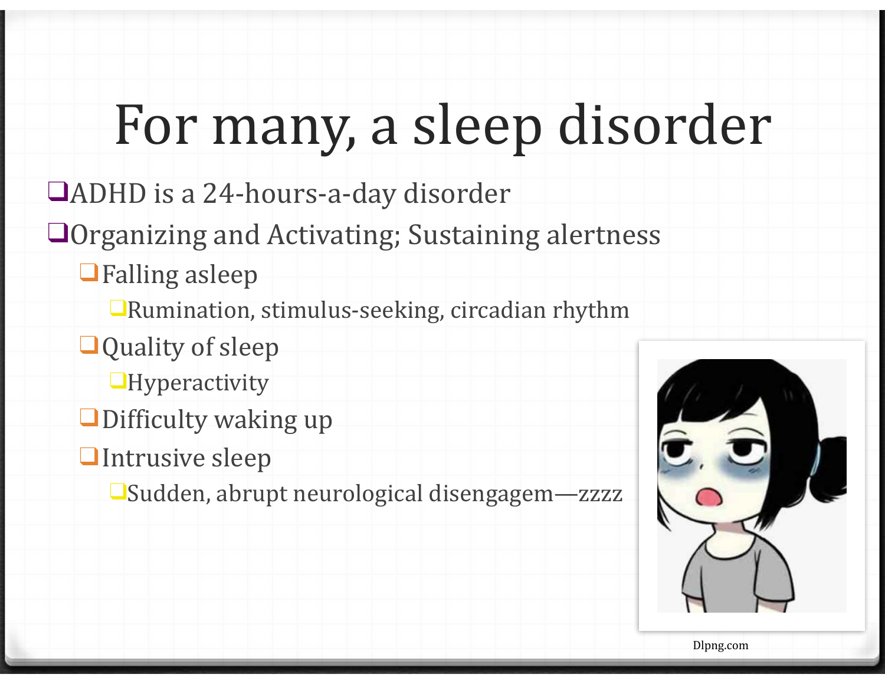# For many, a sleep disorder

- ADHD is a 24-hours-a-day disorder
- Organizing and Activating; Sustaining alertness
  - Falling asleep
    - Rumination, stimulus-seeking, circadian rhythm
  - Quality of sleep
    - Hyperactivity
  - Difficulty waking up
  - Intrusive sleep
    - Sudden, abrupt neurological disengagem—zzzz

Dlpng.com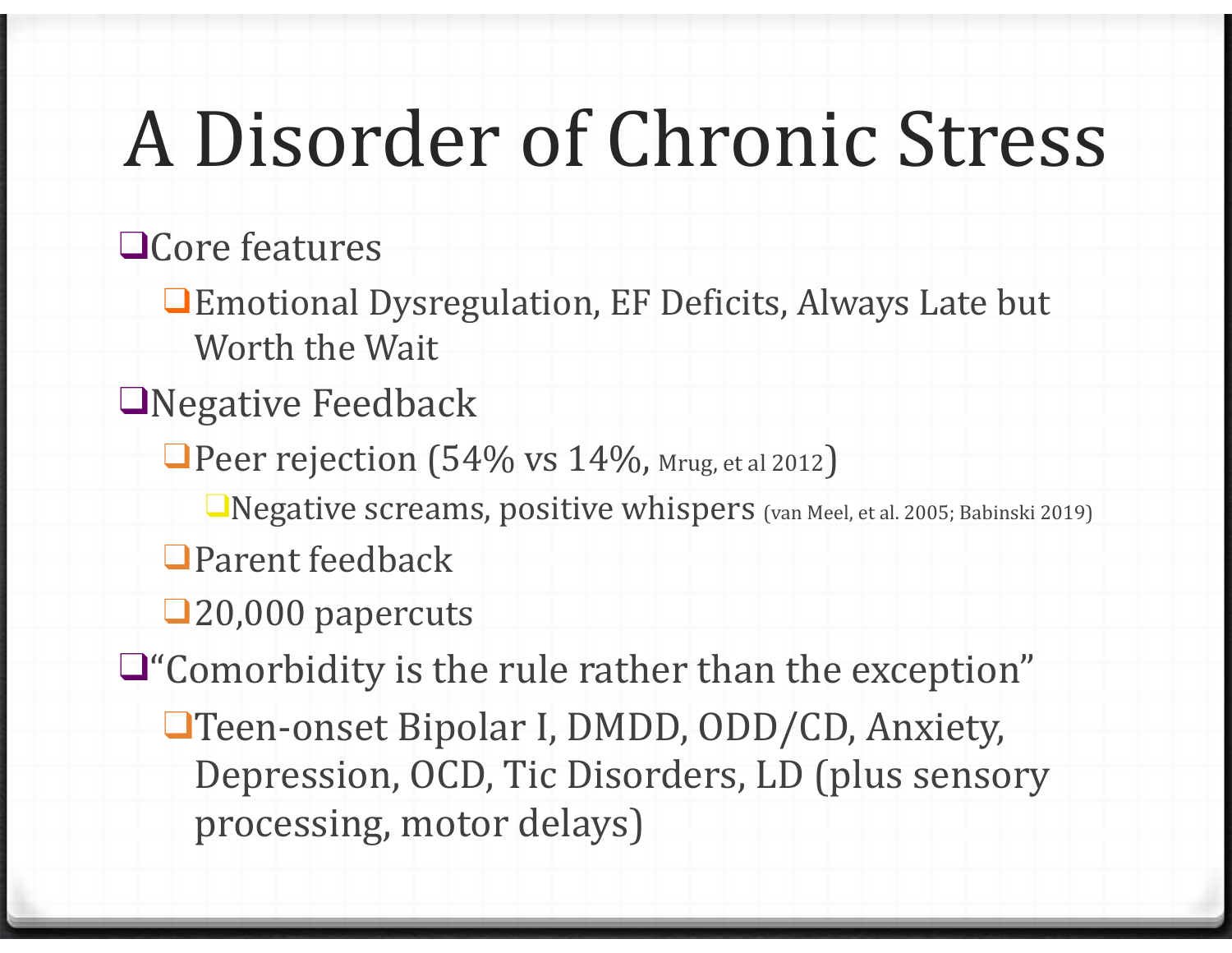# A Disorder of Chronic Stress

- Core features
  - Emotional Dysregulation, EF Deficits, Always Late but Worth the Wait
- Negative Feedback
  - Peer rejection (54% vs 14%, Mrug, et al 2012)
    - Negative screams, positive whispers (van Meel, et al. 2005; Babinski 2019)
  - Parent feedback
  - 20,000 papercuts
- "Comorbidity is the rule rather than the exception"
  - Teen-onset Bipolar I, DMDD, ODD/CD, Anxiety, Depression, OCD, Tic Disorders, LD (plus sensory processing, motor delays)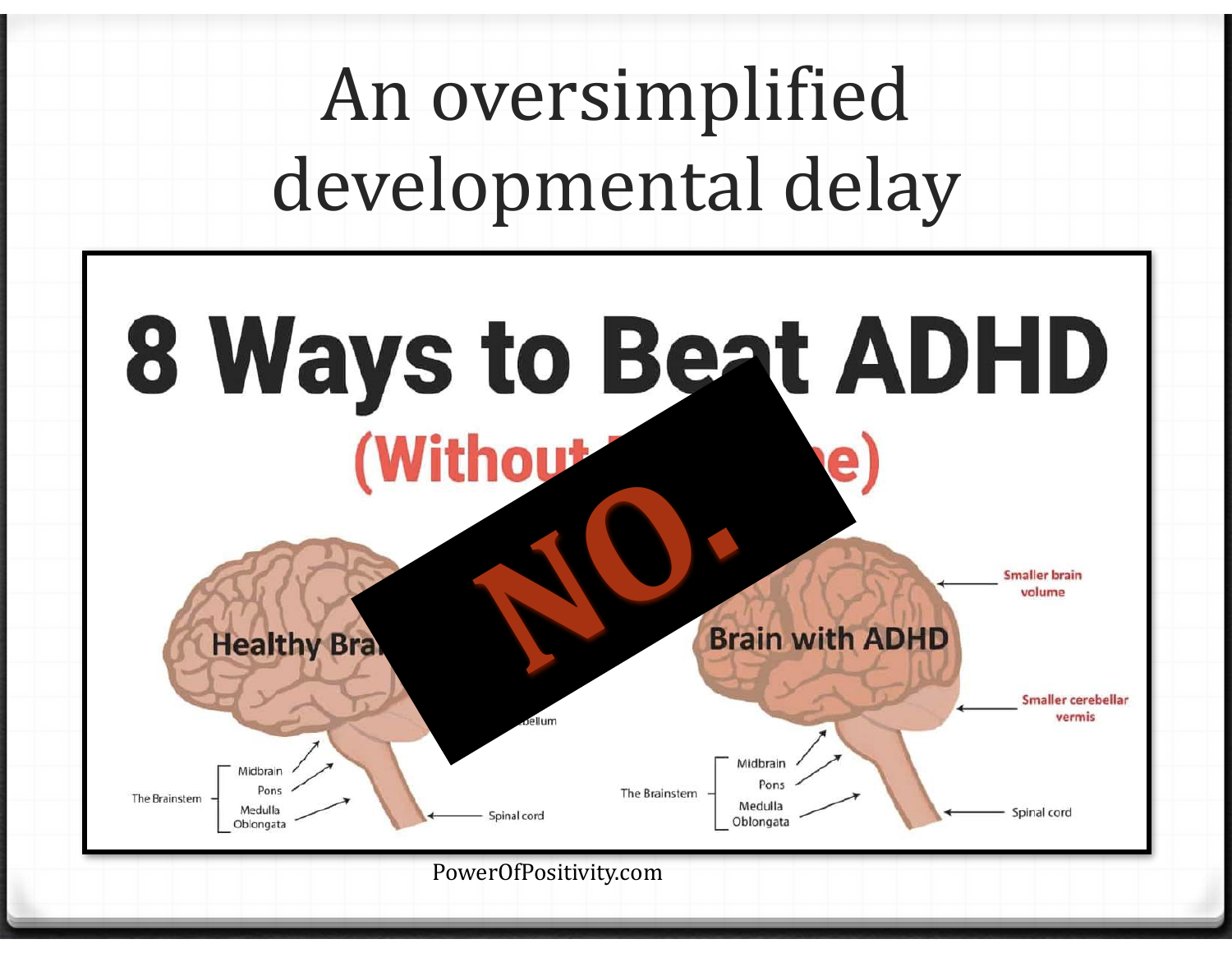# An oversimplified developmental delay

8 Ways to Beat ADHD

(Without ... e)

NO.

Healthy Bra...

Brain with ADHD

Smaller brain volume

Smaller cerebellar vermis

...ellum

The Brainstem: Midbrain, Pons, Medulla Oblongata

Spinal cord

The Brainstem: Midbrain, Pons, Medulla Oblongata

Spinal cord

PowerOfPositivity.com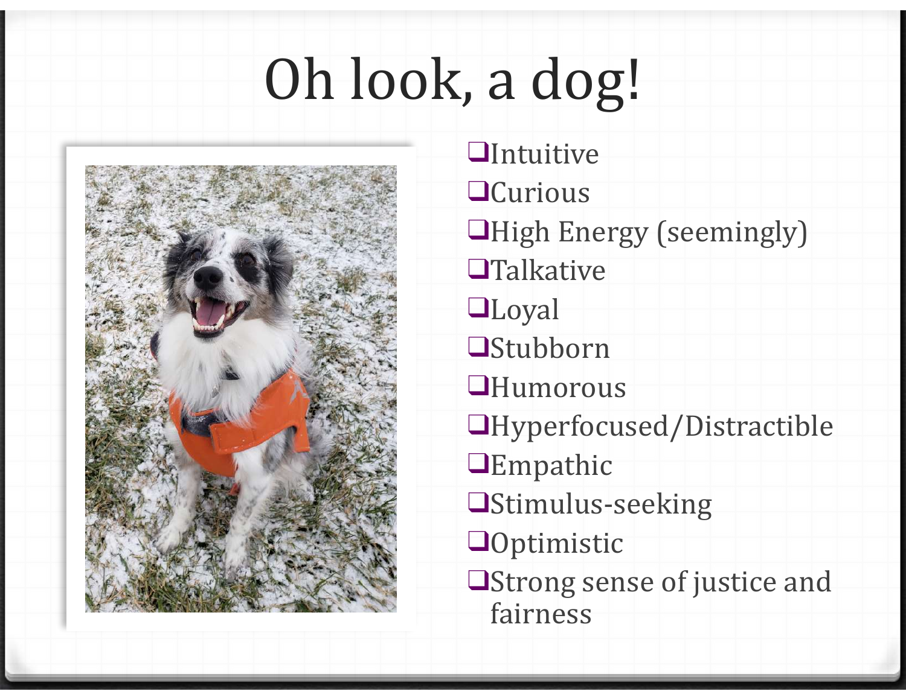# Oh look, a dog!

- Intuitive
- Curious
- High Energy (seemingly)
- Talkative
- Loyal
- Stubborn
- Humorous
- Hyperfocused/Distractible
- Empathic
- Stimulus-seeking
- Optimistic
- Strong sense of justice and fairness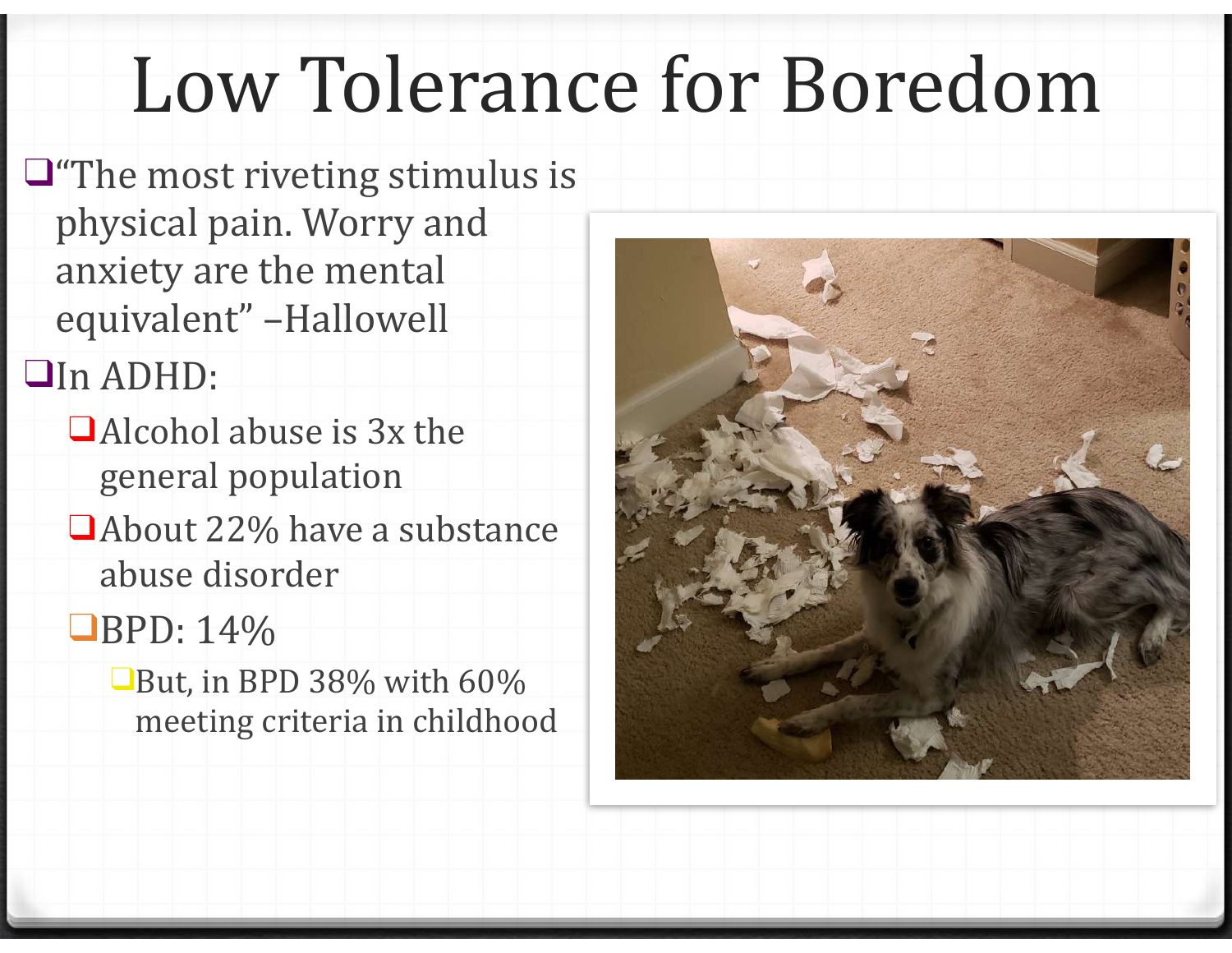# Low Tolerance for Boredom

- "The most riveting stimulus is physical pain. Worry and anxiety are the mental equivalent" –Hallowell
- In ADHD:
  - Alcohol abuse is 3x the general population
  - About 22% have a substance abuse disorder
  - BPD: 14%
    - But, in BPD 38% with 60% meeting criteria in childhood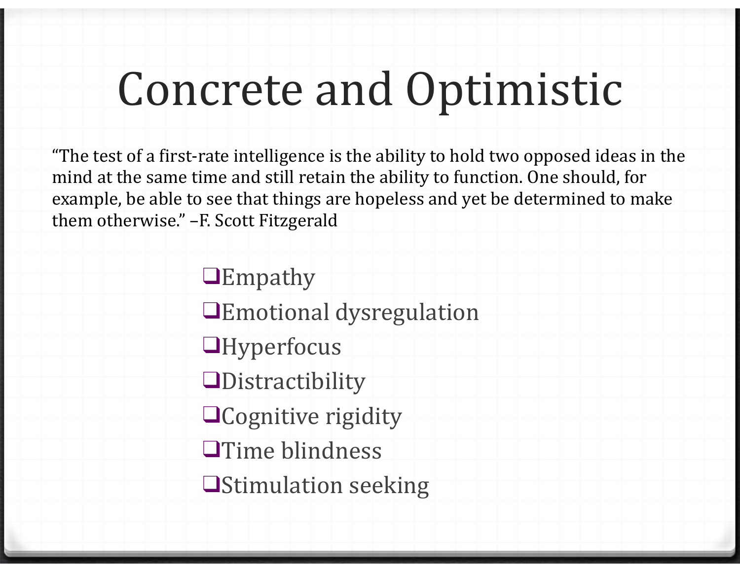# Concrete and Optimistic

“The test of a first-rate intelligence is the ability to hold two opposed ideas in the mind at the same time and still retain the ability to function. One should, for example, be able to see that things are hopeless and yet be determined to make them otherwise.” –F. Scott Fitzgerald

- Empathy
- Emotional dysregulation
- Hyperfocus
- Distractibility
- Cognitive rigidity
- Time blindness
- Stimulation seeking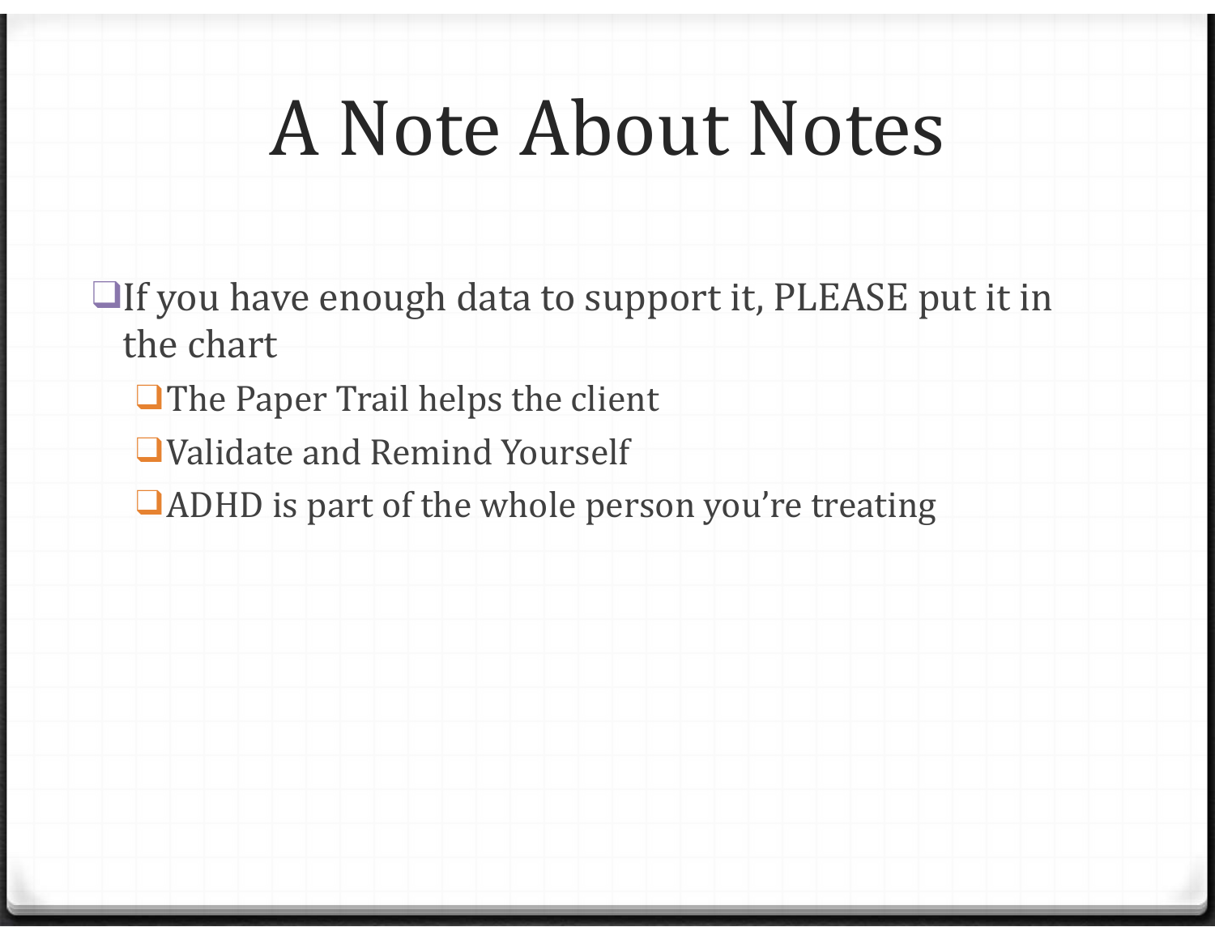# A Note About Notes

- If you have enough data to support it, PLEASE put it in the chart
  - The Paper Trail helps the client
  - Validate and Remind Yourself
  - ADHD is part of the whole person you're treating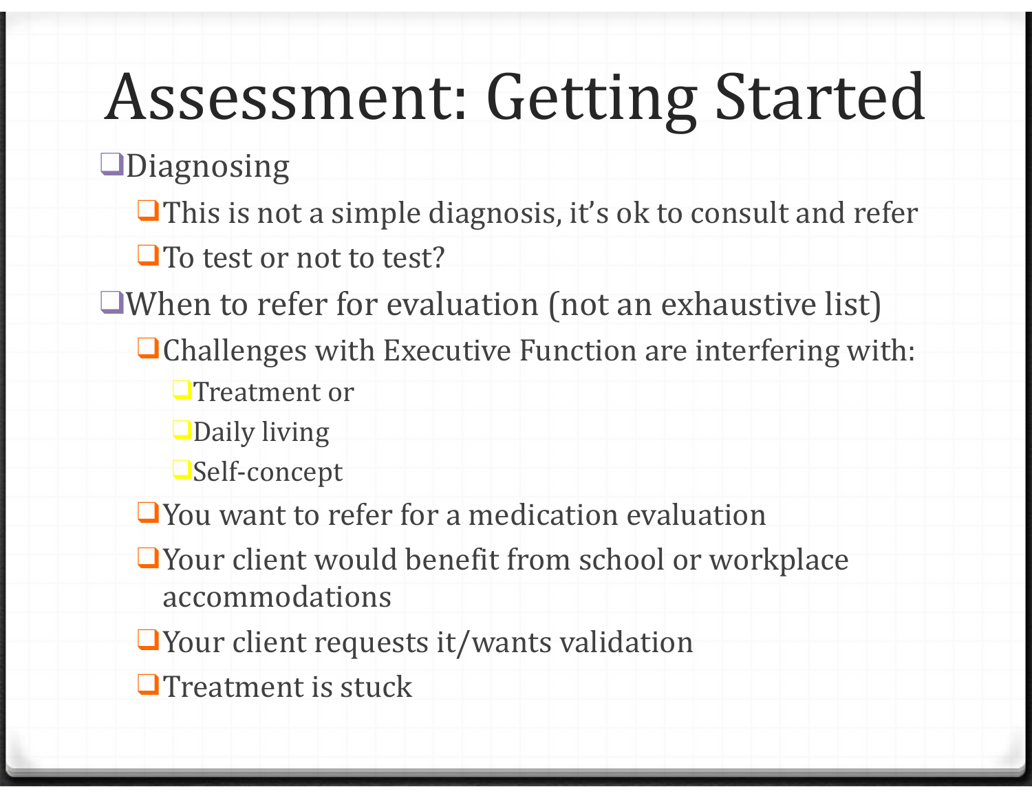# Assessment: Getting Started

- Diagnosing
  - This is not a simple diagnosis, it's ok to consult and refer
  - To test or not to test?
- When to refer for evaluation (not an exhaustive list)
  - Challenges with Executive Function are interfering with:
    - Treatment or
    - Daily living
    - Self-concept
  - You want to refer for a medication evaluation
  - Your client would benefit from school or workplace accommodations
  - Your client requests it/wants validation
  - Treatment is stuck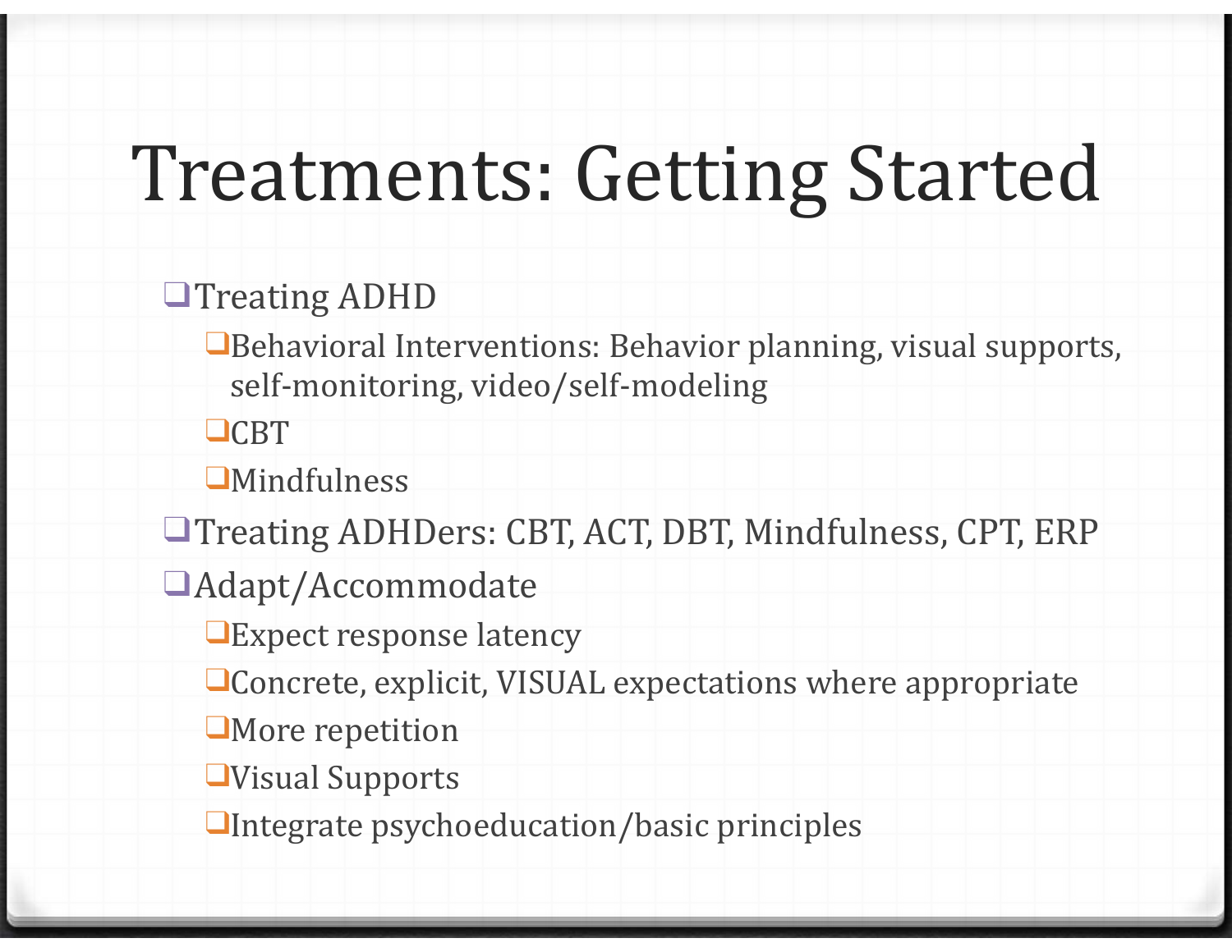# Treatments: Getting Started

- Treating ADHD
  - Behavioral Interventions: Behavior planning, visual supports, self-monitoring, video/self-modeling
  - CBT
  - Mindfulness
- Treating ADHDers: CBT, ACT, DBT, Mindfulness, CPT, ERP
- Adapt/Accommodate
  - Expect response latency
  - Concrete, explicit, VISUAL expectations where appropriate
  - More repetition
  - Visual Supports
  - Integrate psychoeducation/basic principles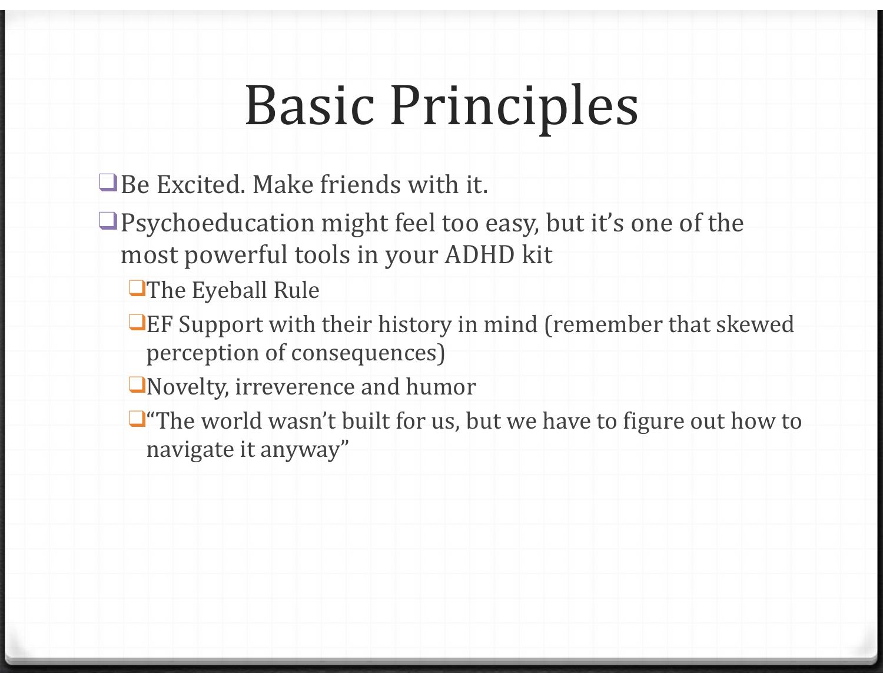# Basic Principles

- Be Excited. Make friends with it.
- Psychoeducation might feel too easy, but it's one of the most powerful tools in your ADHD kit
  - The Eyeball Rule
  - EF Support with their history in mind (remember that skewed perception of consequences)
  - Novelty, irreverence and humor
  - "The world wasn't built for us, but we have to figure out how to navigate it anyway"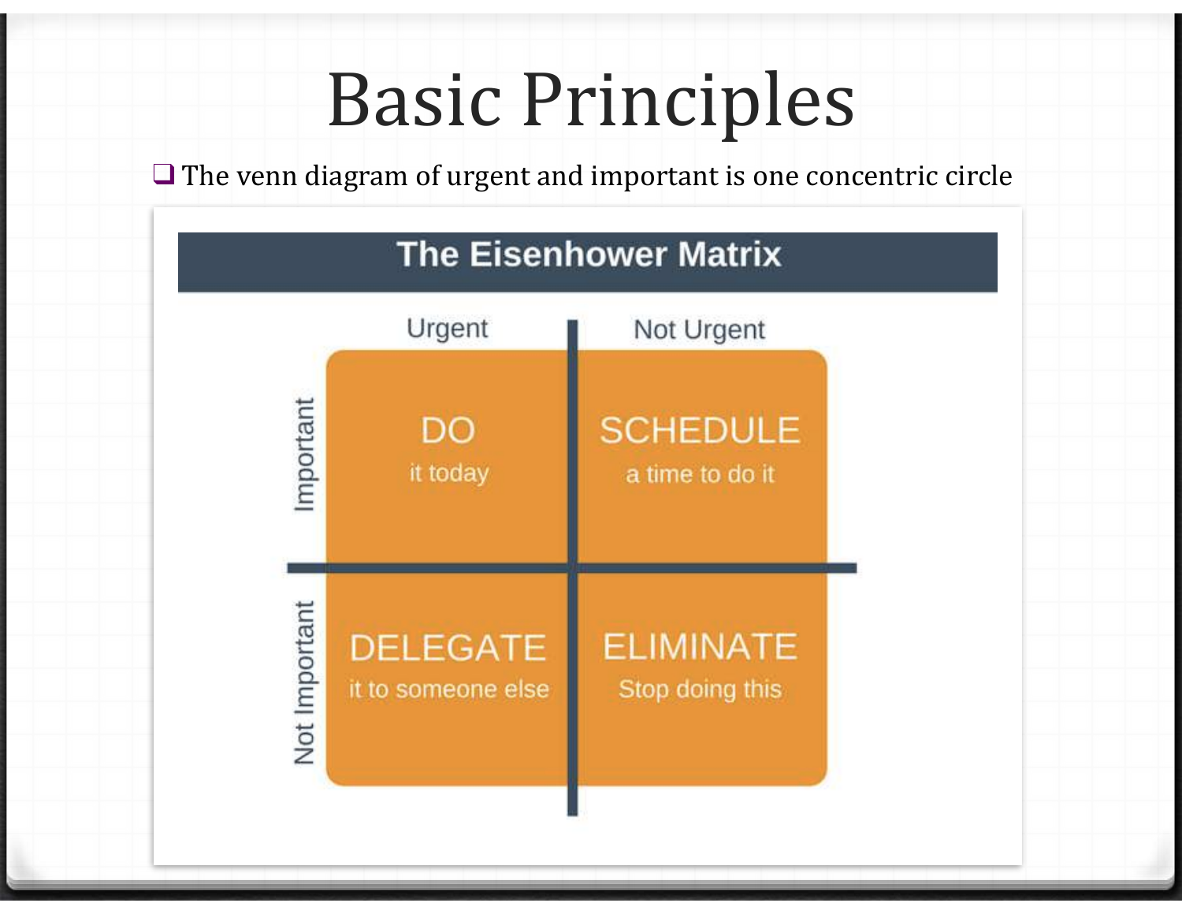# Basic Principles

- The venn diagram of urgent and important is one concentric circle

**The Eisenhower Matrix**

| | Urgent | Not Urgent |
|---|---|---|
| Important | DO<br>it today | SCHEDULE<br>a time to do it |
| Not Important | DELEGATE<br>it to someone else | ELIMINATE<br>Stop doing this |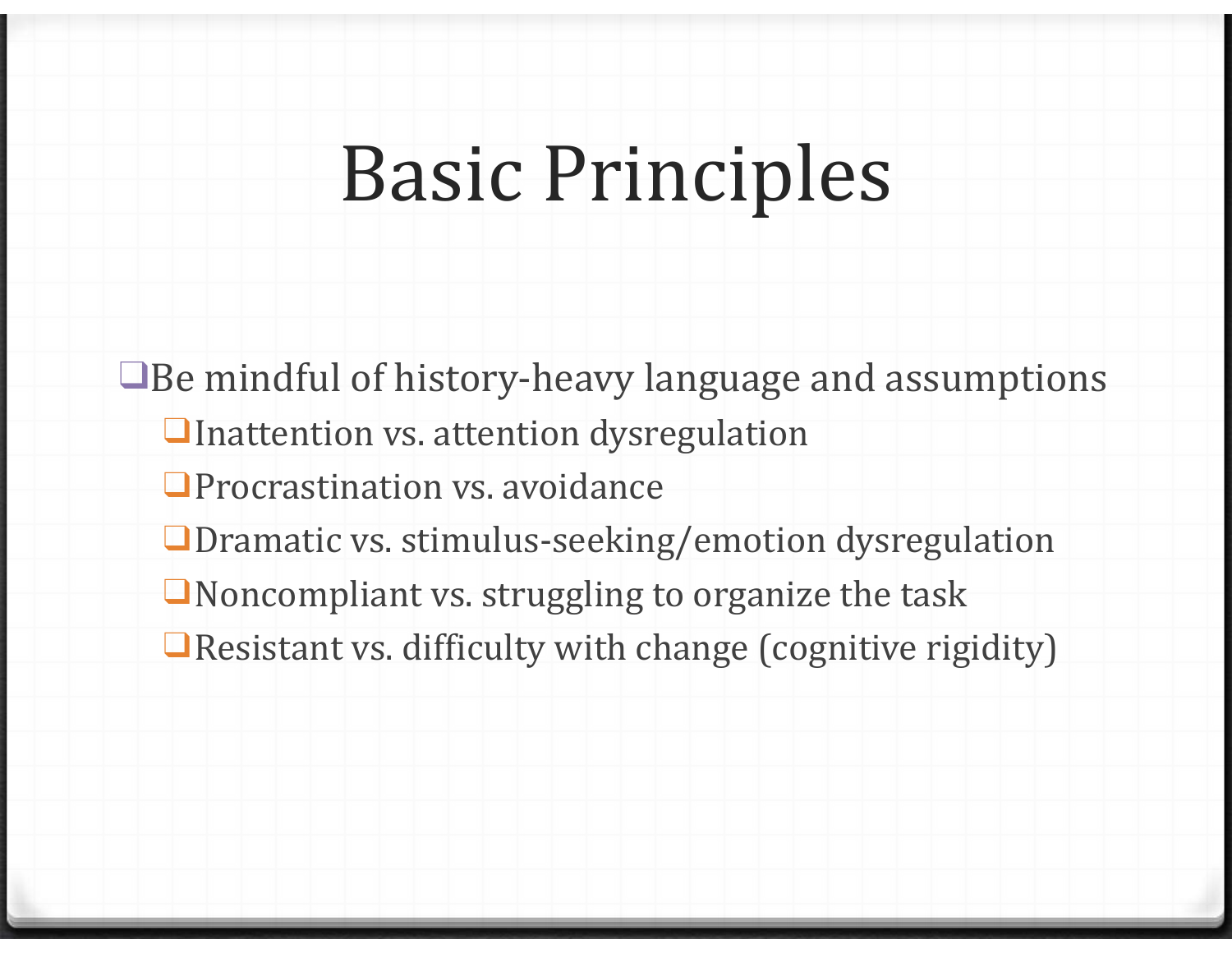# Basic Principles

- Be mindful of history-heavy language and assumptions
  - Inattention vs. attention dysregulation
  - Procrastination vs. avoidance
  - Dramatic vs. stimulus-seeking/emotion dysregulation
  - Noncompliant vs. struggling to organize the task
  - Resistant vs. difficulty with change (cognitive rigidity)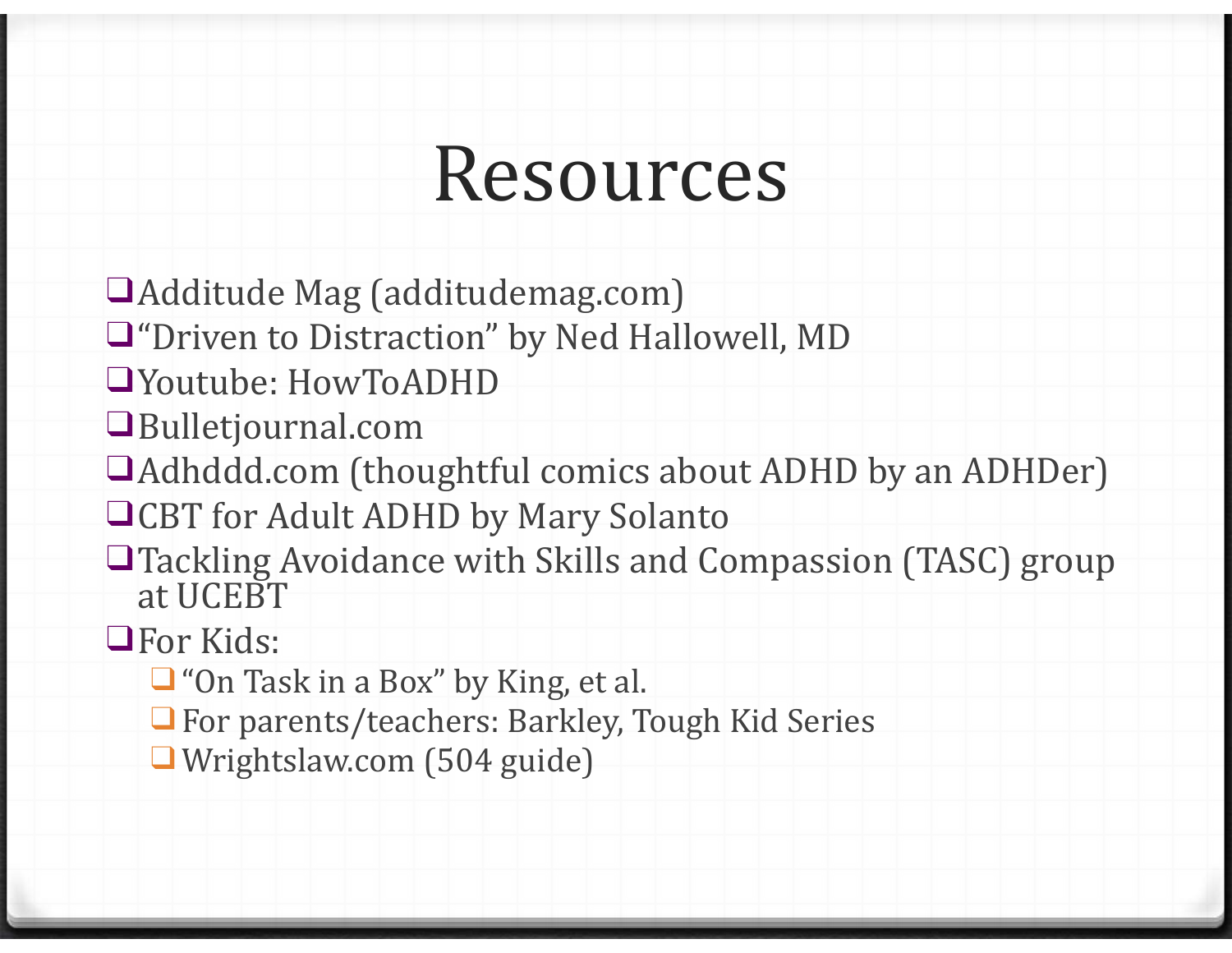# Resources

- Additude Mag (additudemag.com)
- "Driven to Distraction" by Ned Hallowell, MD
- Youtube: HowToADHD
- Bulletjournal.com
- Adhddd.com (thoughtful comics about ADHD by an ADHDer)
- CBT for Adult ADHD by Mary Solanto
- Tackling Avoidance with Skills and Compassion (TASC) group at UCEBT
- For Kids:
  - "On Task in a Box" by King, et al.
  - For parents/teachers: Barkley, Tough Kid Series
  - Wrightslaw.com (504 guide)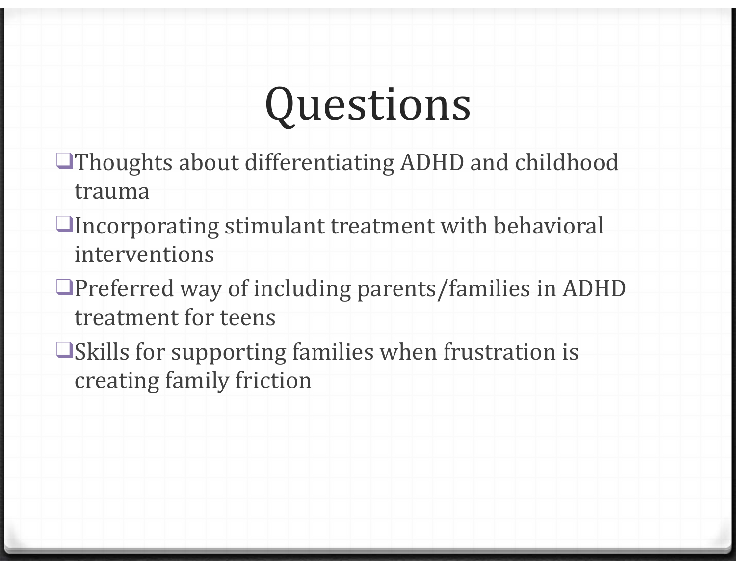# Questions

- Thoughts about differentiating ADHD and childhood trauma
- Incorporating stimulant treatment with behavioral interventions
- Preferred way of including parents/families in ADHD treatment for teens
- Skills for supporting families when frustration is creating family friction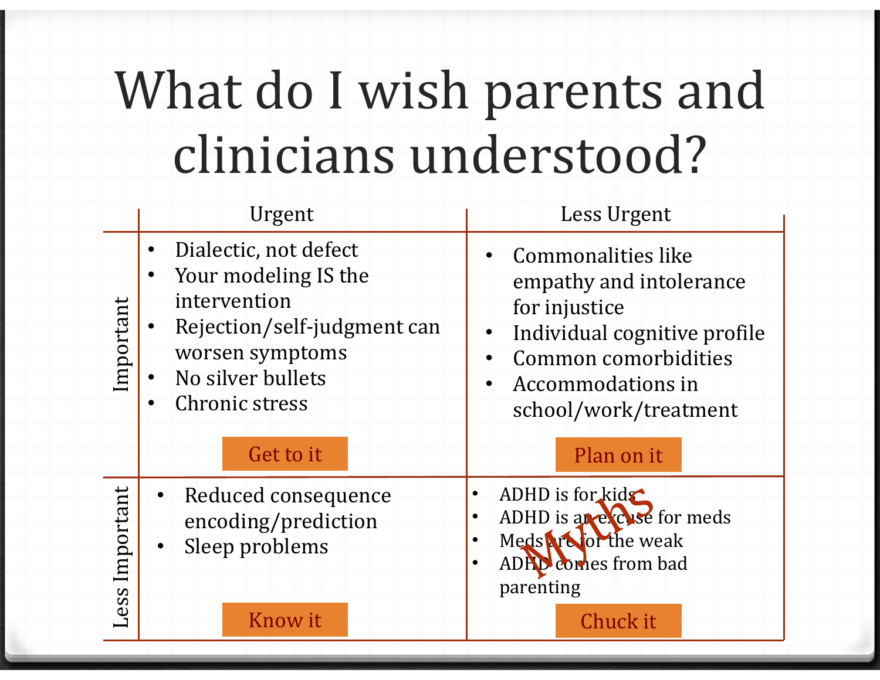# What do I wish parents and clinicians understood?

| | Urgent | Less Urgent |
|---|---|---|
| **Important** | • Dialectic, not defect<br>• Your modeling IS the intervention<br>• Rejection/self-judgment can worsen symptoms<br>• No silver bullets<br>• Chronic stress<br><br>**Get to it** | • Commonalities like empathy and intolerance for injustice<br>• Individual cognitive profile<br>• Common comorbidities<br>• Accommodations in school/work/treatment<br><br>**Plan on it** |
| **Less Important** | • Reduced consequence encoding/prediction<br>• Sleep problems<br><br>**Know it** | *Myths*<br>• ADHD is for kids<br>• ADHD is an excuse for meds<br>• Meds are for the weak<br>• ADHD comes from bad parenting<br><br>**Chuck it** |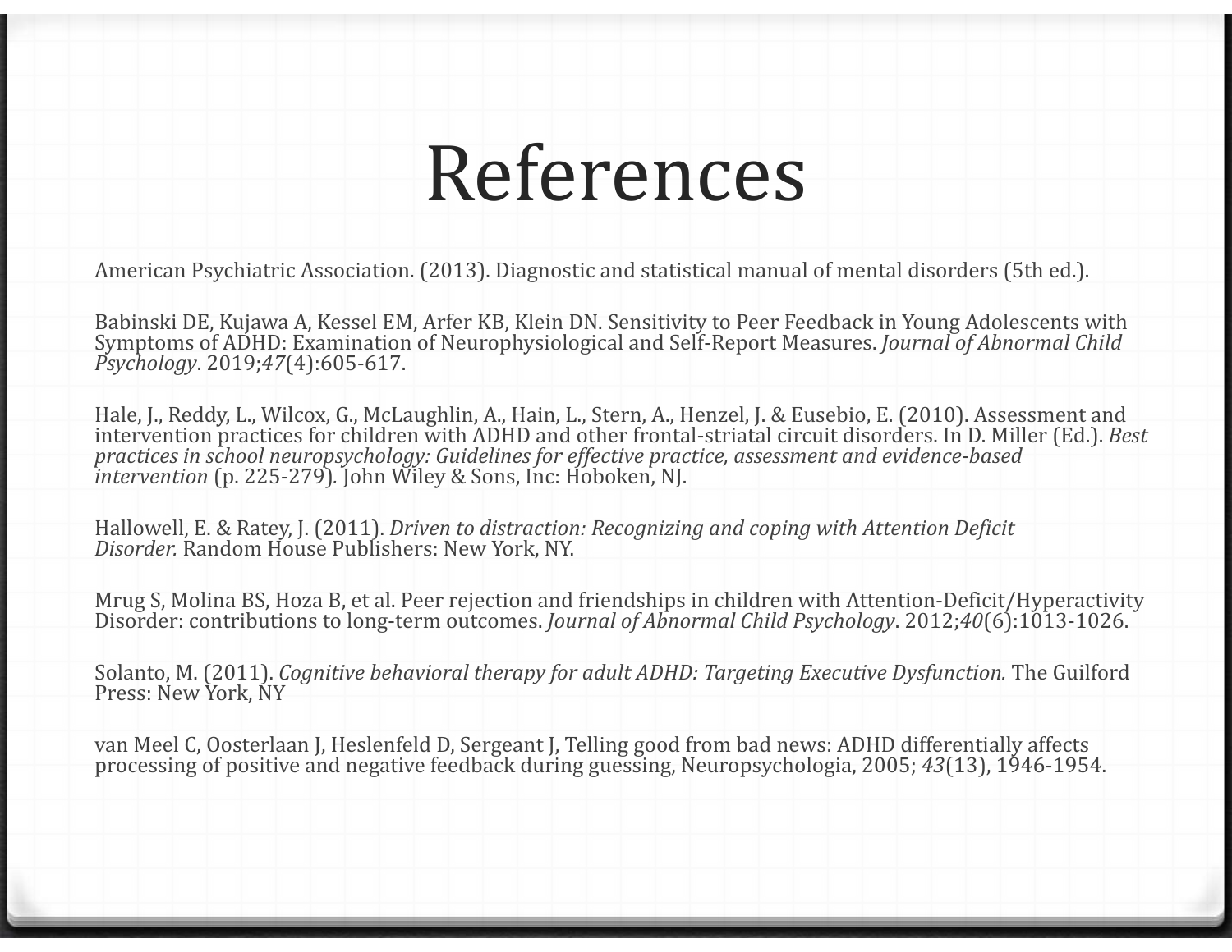# References

American Psychiatric Association. (2013). Diagnostic and statistical manual of mental disorders (5th ed.).

Babinski DE, Kujawa A, Kessel EM, Arfer KB, Klein DN. Sensitivity to Peer Feedback in Young Adolescents with Symptoms of ADHD: Examination of Neurophysiological and Self-Report Measures. *Journal of Abnormal Child Psychology*. 2019;*47*(4):605-617.

Hale, J., Reddy, L., Wilcox, G., McLaughlin, A., Hain, L., Stern, A., Henzel, J. & Eusebio, E. (2010). Assessment and intervention practices for children with ADHD and other frontal-striatal circuit disorders. In D. Miller (Ed.). *Best practices in school neuropsychology: Guidelines for effective practice, assessment and evidence-based intervention* (p. 225-279). John Wiley & Sons, Inc: Hoboken, NJ.

Hallowell, E. & Ratey, J. (2011). *Driven to distraction: Recognizing and coping with Attention Deficit Disorder.* Random House Publishers: New York, NY.

Mrug S, Molina BS, Hoza B, et al. Peer rejection and friendships in children with Attention-Deficit/Hyperactivity Disorder: contributions to long-term outcomes. *Journal of Abnormal Child Psychology*. 2012;*40*(6):1013-1026.

Solanto, M. (2011). *Cognitive behavioral therapy for adult ADHD: Targeting Executive Dysfunction.* The Guilford Press: New York, NY

van Meel C, Oosterlaan J, Heslenfeld D, Sergeant J, Telling good from bad news: ADHD differentially affects processing of positive and negative feedback during guessing, Neuropsychologia, 2005; *43*(13), 1946-1954.